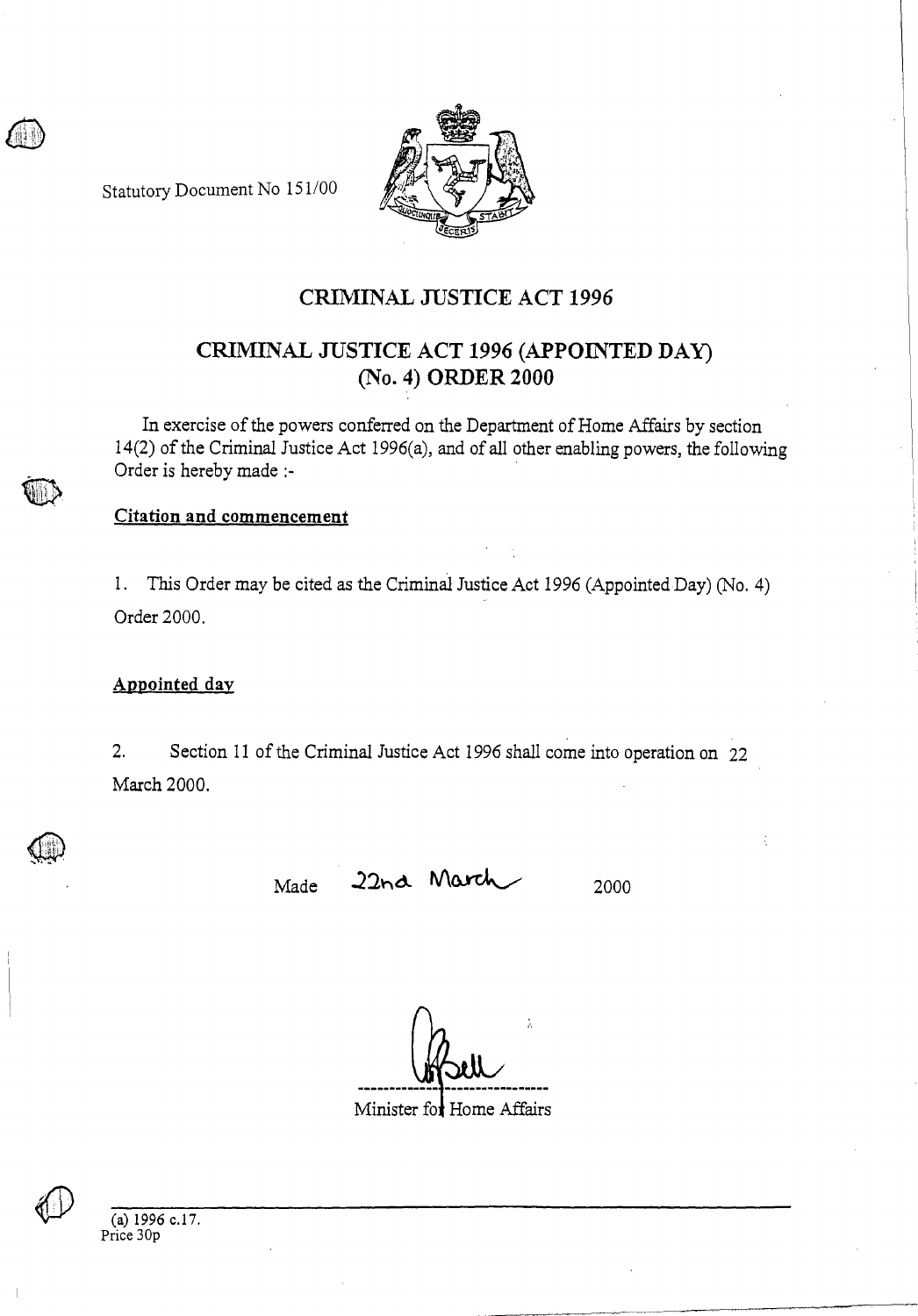Statutory Document No 151/00

# CRIMINAL JUSTICE ACT 1996

## CRIMINAL JUSTICE ACT 1996 (APPOINTED DAY) (No. 4) ORDER 2000

In exercise of the powers conferred on the Department of Home Affairs by section 14(2) of the Criminal Justice Act 1996(a), and of all other enabling powers, the following Order is hereby made :-

**Citation and commencement**

1. This Order may be cited as the Criminal Justice Act 1996 (Appointed Day) (No. 4) Order 2000.

**Appointed day**

2. Section 11 of the Criminal Justice Act 1996 shall come into operation on 22 March 2000.

Made 22nd March 2000

Minister for Home Affairs

---

(a) 1996 c.17.

Price 30p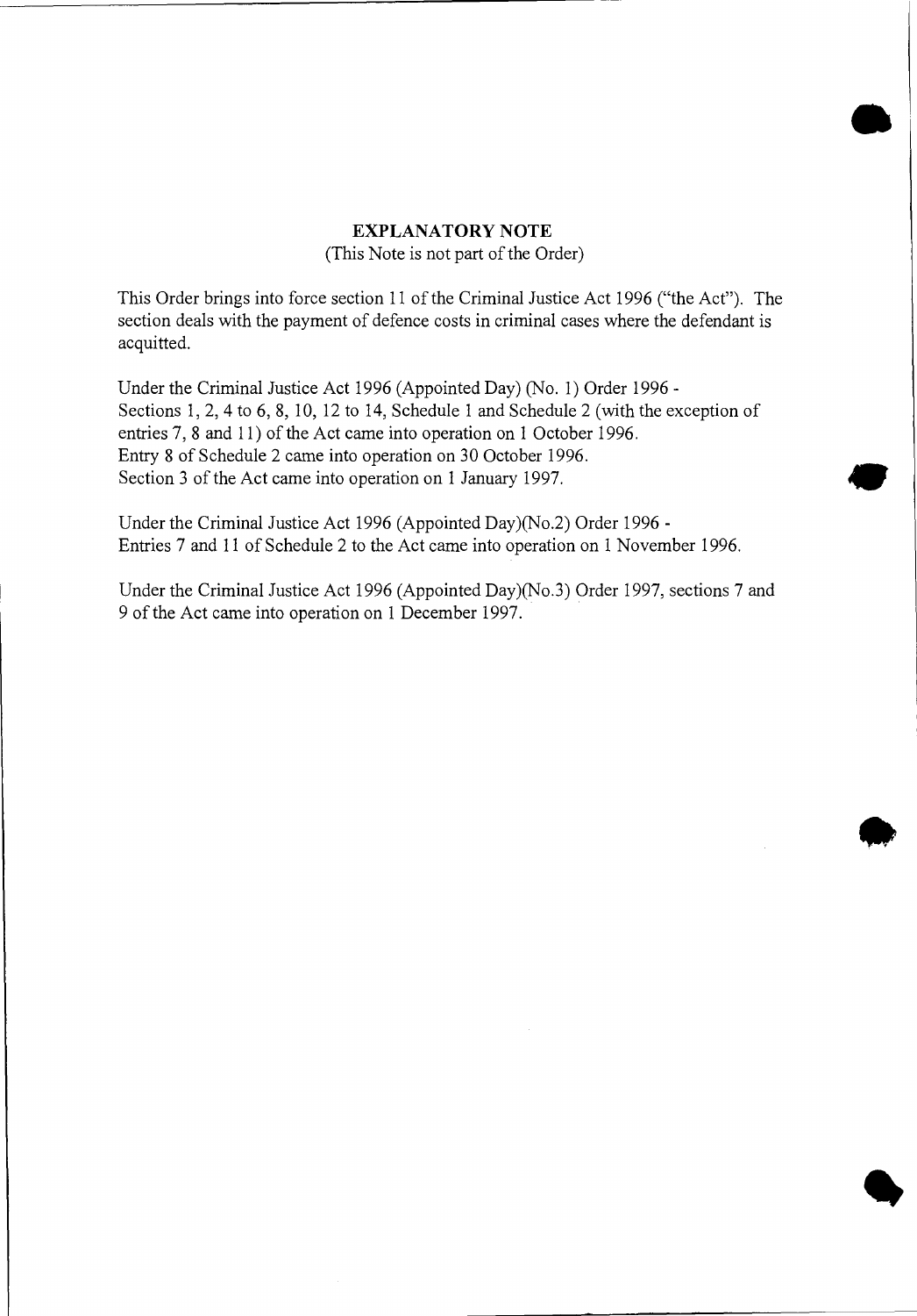## EXPLANATORY NOTE

(This Note is not part of the Order)

This Order brings into force section 11 of the Criminal Justice Act 1996 ("the Act"). The section deals with the payment of defence costs in criminal cases where the defendant is acquitted.

Under the Criminal Justice Act 1996 (Appointed Day) (No. 1) Order 1996 -
Sections 1, 2, 4 to 6, 8, 10, 12 to 14, Schedule 1 and Schedule 2 (with the exception of entries 7, 8 and 11) of the Act came into operation on 1 October 1996.
Entry 8 of Schedule 2 came into operation on 30 October 1996.
Section 3 of the Act came into operation on 1 January 1997.

Under the Criminal Justice Act 1996 (Appointed Day)(No.2) Order 1996 -
Entries 7 and 11 of Schedule 2 to the Act came into operation on 1 November 1996.

Under the Criminal Justice Act 1996 (Appointed Day)(No.3) Order 1997, sections 7 and 9 of the Act came into operation on 1 December 1997.